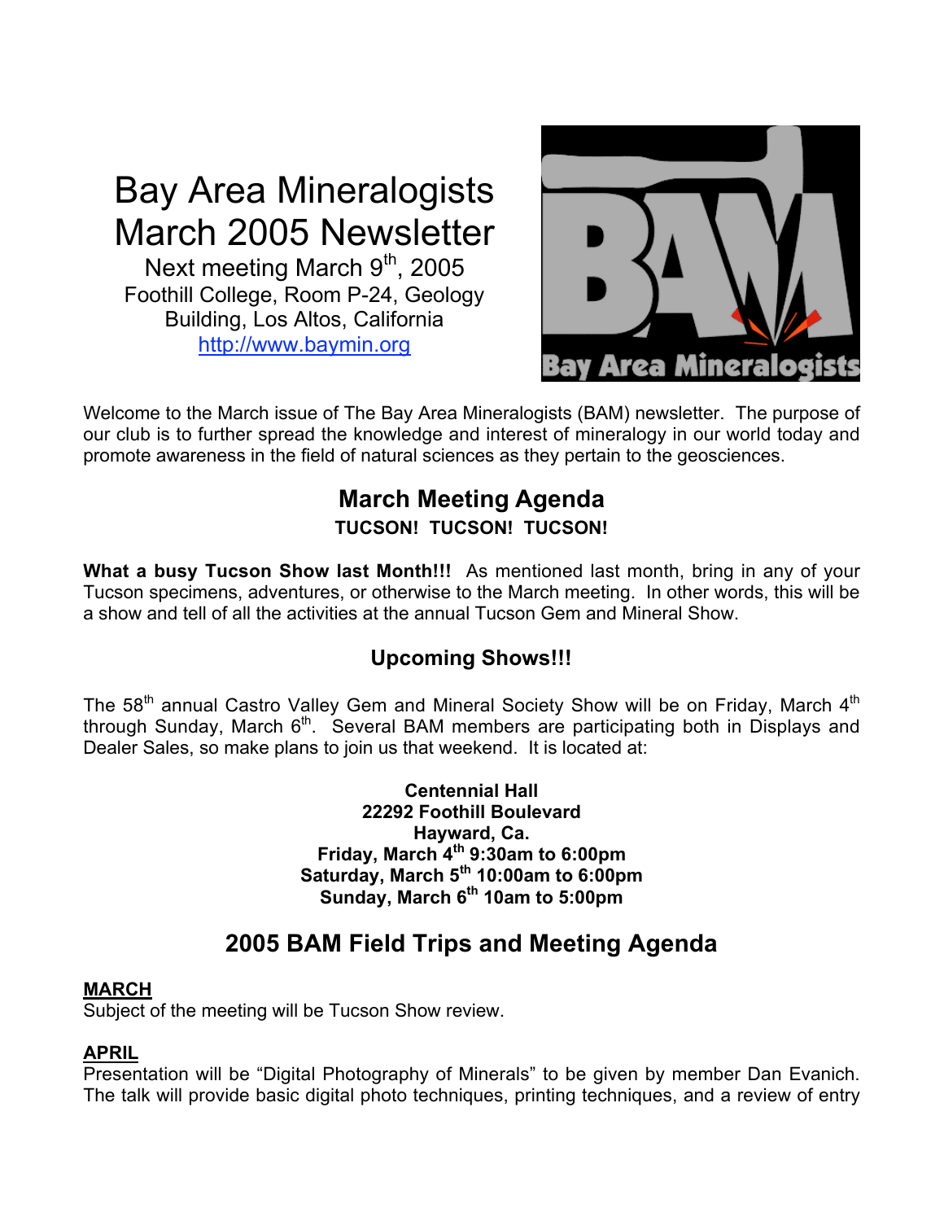# Bay Area Mineralogists March 2005 Newsletter

Next meeting March 9th, 2005
Foothill College, Room P-24, Geology Building, Los Altos, California
http://www.baymin.org

Welcome to the March issue of The Bay Area Mineralogists (BAM) newsletter. The purpose of our club is to further spread the knowledge and interest of mineralogy in our world today and promote awareness in the field of natural sciences as they pertain to the geosciences.

## March Meeting Agenda

**TUCSON! TUCSON! TUCSON!**

**What a busy Tucson Show last Month!!!** As mentioned last month, bring in any of your Tucson specimens, adventures, or otherwise to the March meeting. In other words, this will be a show and tell of all the activities at the annual Tucson Gem and Mineral Show.

## Upcoming Shows!!!

The 58th annual Castro Valley Gem and Mineral Society Show will be on Friday, March 4th through Sunday, March 6th. Several BAM members are participating both in Displays and Dealer Sales, so make plans to join us that weekend. It is located at:

**Centennial Hall**
**22292 Foothill Boulevard**
**Hayward, Ca.**
**Friday, March 4th 9:30am to 6:00pm**
**Saturday, March 5th 10:00am to 6:00pm**
**Sunday, March 6th 10am to 5:00pm**

## 2005 BAM Field Trips and Meeting Agenda

**MARCH**
Subject of the meeting will be Tucson Show review.

**APRIL**
Presentation will be “Digital Photography of Minerals” to be given by member Dan Evanich. The talk will provide basic digital photo techniques, printing techniques, and a review of entry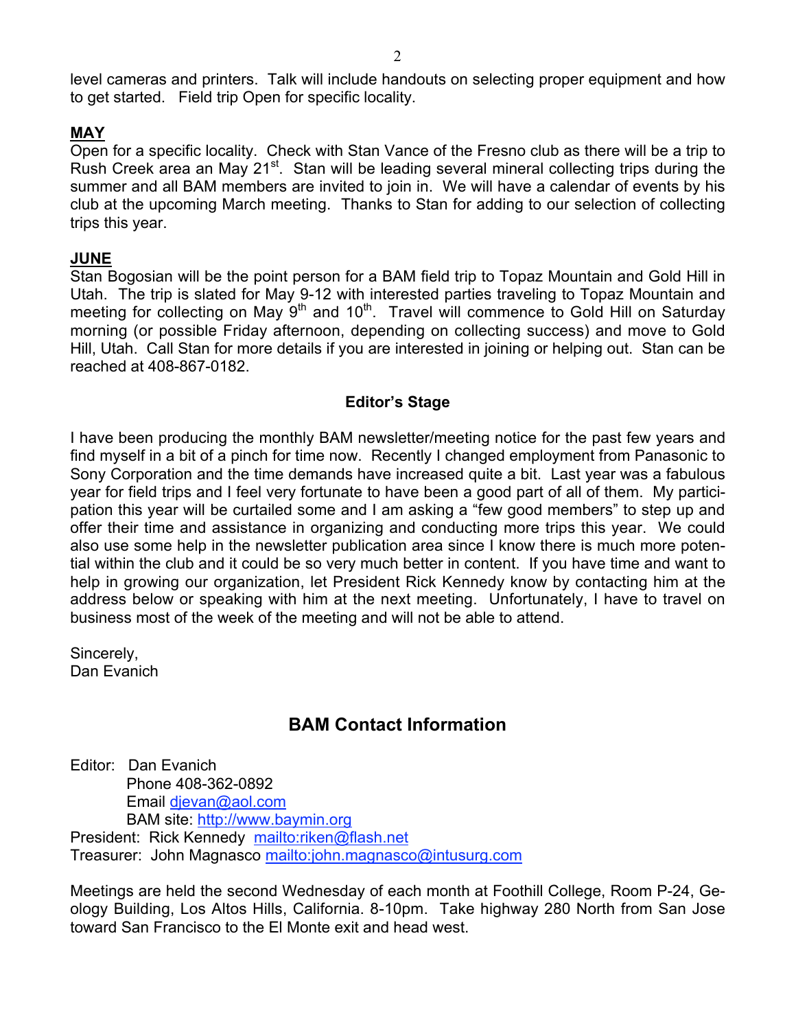level cameras and printers. Talk will include handouts on selecting proper equipment and how to get started. Field trip Open for specific locality.

**MAY**

Open for a specific locality. Check with Stan Vance of the Fresno club as there will be a trip to Rush Creek area an May 21st. Stan will be leading several mineral collecting trips during the summer and all BAM members are invited to join in. We will have a calendar of events by his club at the upcoming March meeting. Thanks to Stan for adding to our selection of collecting trips this year.

**JUNE**

Stan Bogosian will be the point person for a BAM field trip to Topaz Mountain and Gold Hill in Utah. The trip is slated for May 9-12 with interested parties traveling to Topaz Mountain and meeting for collecting on May 9th and 10th. Travel will commence to Gold Hill on Saturday morning (or possible Friday afternoon, depending on collecting success) and move to Gold Hill, Utah. Call Stan for more details if you are interested in joining or helping out. Stan can be reached at 408-867-0182.

## Editor's Stage

I have been producing the monthly BAM newsletter/meeting notice for the past few years and find myself in a bit of a pinch for time now. Recently I changed employment from Panasonic to Sony Corporation and the time demands have increased quite a bit. Last year was a fabulous year for field trips and I feel very fortunate to have been a good part of all of them. My participation this year will be curtailed some and I am asking a "few good members" to step up and offer their time and assistance in organizing and conducting more trips this year. We could also use some help in the newsletter publication area since I know there is much more potential within the club and it could be so very much better in content. If you have time and want to help in growing our organization, let President Rick Kennedy know by contacting him at the address below or speaking with him at the next meeting. Unfortunately, I have to travel on business most of the week of the meeting and will not be able to attend.

Sincerely,
Dan Evanich

## BAM Contact Information

Editor: Dan Evanich
Phone 408-362-0892
Email djevan@aol.com
BAM site: http://www.baymin.org
President: Rick Kennedy mailto:riken@flash.net
Treasurer: John Magnasco mailto:john.magnasco@intusurg.com

Meetings are held the second Wednesday of each month at Foothill College, Room P-24, Geology Building, Los Altos Hills, California. 8-10pm. Take highway 280 North from San Jose toward San Francisco to the El Monte exit and head west.